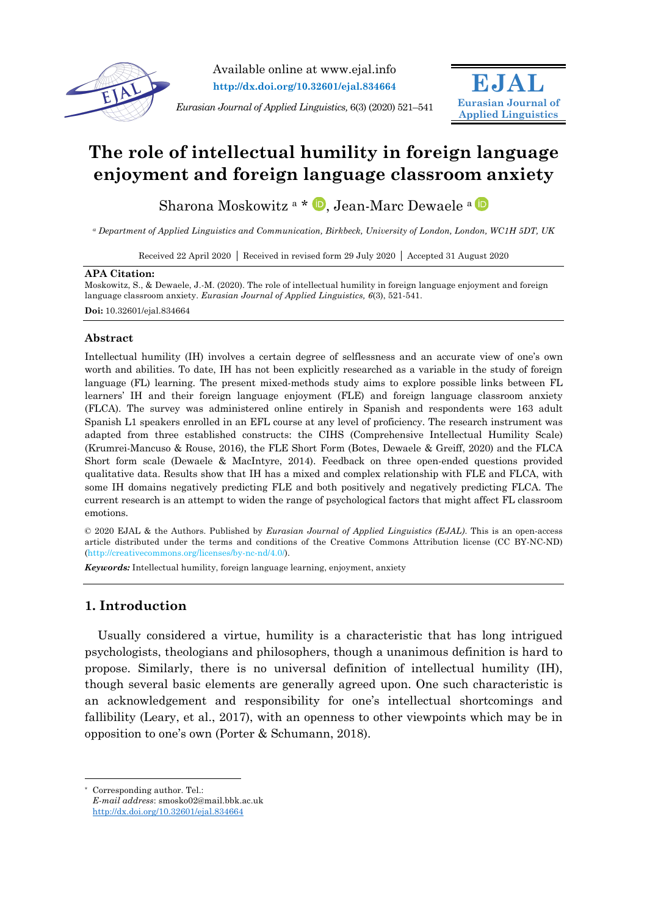Available online at www.ejal.info

http://dx.doi.org/10.32601/ejal.834664

*Eurasian Journal of Applied Linguistics,* 6(3) (2020) 521–541

**EJAL**
**Eurasian Journal of Applied Linguistics**

# The role of intellectual humility in foreign language enjoyment and foreign language classroom anxiety

Sharona Moskowitz [a] *, Jean-Marc Dewaele [a]

[a] *Department of Applied Linguistics and Communication, Birkbeck, University of London, London, WC1H 5DT, UK*

Received 22 April 2020 | Received in revised form 29 July 2020 | Accepted 31 August 2020

**APA Citation:**
Moskowitz, S., & Dewaele, J.-M. (2020). The role of intellectual humility in foreign language enjoyment and foreign language classroom anxiety. *Eurasian Journal of Applied Linguistics, 6*(3), 521-541.

**Doi:** 10.32601/ejal.834664

## Abstract

Intellectual humility (IH) involves a certain degree of selflessness and an accurate view of one's own worth and abilities. To date, IH has not been explicitly researched as a variable in the study of foreign language (FL) learning. The present mixed-methods study aims to explore possible links between FL learners' IH and their foreign language enjoyment (FLE) and foreign language classroom anxiety (FLCA). The survey was administered online entirely in Spanish and respondents were 163 adult Spanish L1 speakers enrolled in an EFL course at any level of proficiency. The research instrument was adapted from three established constructs: the CIHS (Comprehensive Intellectual Humility Scale) (Krumrei-Mancuso & Rouse, 2016), the FLE Short Form (Botes, Dewaele & Greiff, 2020) and the FLCA Short form scale (Dewaele & MacIntyre, 2014). Feedback on three open-ended questions provided qualitative data. Results show that IH has a mixed and complex relationship with FLE and FLCA, with some IH domains negatively predicting FLE and both positively and negatively predicting FLCA. The current research is an attempt to widen the range of psychological factors that might affect FL classroom emotions.

© 2020 EJAL & the Authors. Published by *Eurasian Journal of Applied Linguistics (EJAL)*. This is an open-access article distributed under the terms and conditions of the Creative Commons Attribution license (CC BY-NC-ND) (http://creativecommons.org/licenses/by-nc-nd/4.0/).

***Keywords:*** Intellectual humility, foreign language learning, enjoyment, anxiety

## 1. Introduction

Usually considered a virtue, humility is a characteristic that has long intrigued psychologists, theologians and philosophers, though a unanimous definition is hard to propose. Similarly, there is no universal definition of intellectual humility (IH), though several basic elements are generally agreed upon. One such characteristic is an acknowledgement and responsibility for one's intellectual shortcomings and fallibility (Leary, et al., 2017), with an openness to other viewpoints which may be in opposition to one's own (Porter & Schumann, 2018).

---

* Corresponding author. Tel.:
*E-mail address*: smosko02@mail.bbk.ac.uk
http://dx.doi.org/10.32601/ejal.834664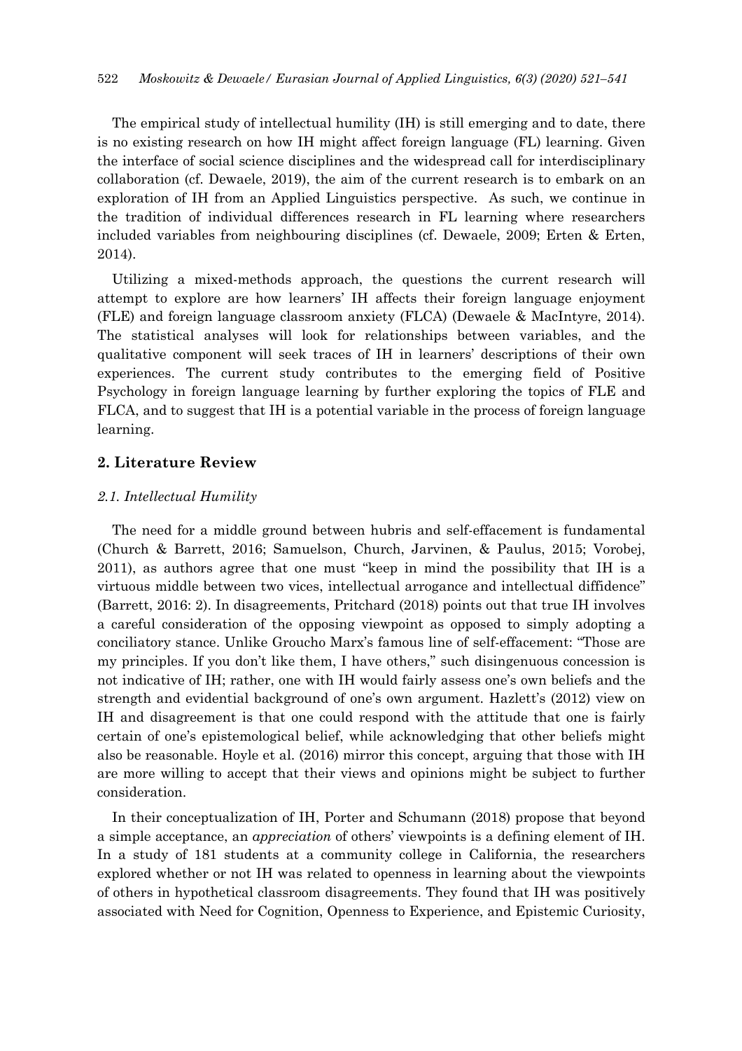The empirical study of intellectual humility (IH) is still emerging and to date, there is no existing research on how IH might affect foreign language (FL) learning. Given the interface of social science disciplines and the widespread call for interdisciplinary collaboration (cf. Dewaele, 2019), the aim of the current research is to embark on an exploration of IH from an Applied Linguistics perspective. As such, we continue in the tradition of individual differences research in FL learning where researchers included variables from neighbouring disciplines (cf. Dewaele, 2009; Erten & Erten, 2014).

Utilizing a mixed-methods approach, the questions the current research will attempt to explore are how learners' IH affects their foreign language enjoyment (FLE) and foreign language classroom anxiety (FLCA) (Dewaele & MacIntyre, 2014). The statistical analyses will look for relationships between variables, and the qualitative component will seek traces of IH in learners' descriptions of their own experiences. The current study contributes to the emerging field of Positive Psychology in foreign language learning by further exploring the topics of FLE and FLCA, and to suggest that IH is a potential variable in the process of foreign language learning.

## 2. Literature Review

### *2.1. Intellectual Humility*

The need for a middle ground between hubris and self-effacement is fundamental (Church & Barrett, 2016; Samuelson, Church, Jarvinen, & Paulus, 2015; Vorobej, 2011), as authors agree that one must "keep in mind the possibility that IH is a virtuous middle between two vices, intellectual arrogance and intellectual diffidence" (Barrett, 2016: 2). In disagreements, Pritchard (2018) points out that true IH involves a careful consideration of the opposing viewpoint as opposed to simply adopting a conciliatory stance. Unlike Groucho Marx's famous line of self-effacement: "Those are my principles. If you don't like them, I have others," such disingenuous concession is not indicative of IH; rather, one with IH would fairly assess one's own beliefs and the strength and evidential background of one's own argument. Hazlett's (2012) view on IH and disagreement is that one could respond with the attitude that one is fairly certain of one's epistemological belief, while acknowledging that other beliefs might also be reasonable. Hoyle et al. (2016) mirror this concept, arguing that those with IH are more willing to accept that their views and opinions might be subject to further consideration.

In their conceptualization of IH, Porter and Schumann (2018) propose that beyond a simple acceptance, an *appreciation* of others' viewpoints is a defining element of IH. In a study of 181 students at a community college in California, the researchers explored whether or not IH was related to openness in learning about the viewpoints of others in hypothetical classroom disagreements. They found that IH was positively associated with Need for Cognition, Openness to Experience, and Epistemic Curiosity,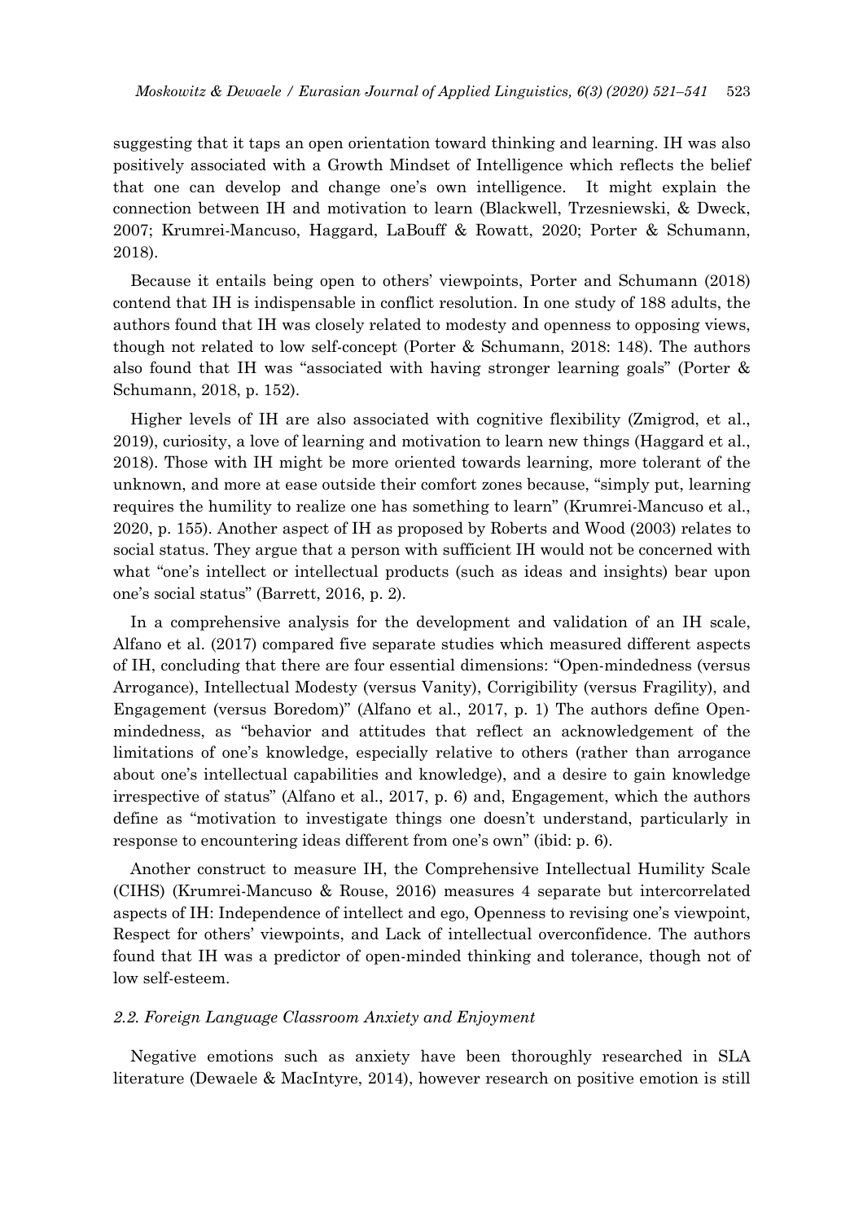suggesting that it taps an open orientation toward thinking and learning. IH was also positively associated with a Growth Mindset of Intelligence which reflects the belief that one can develop and change one's own intelligence. It might explain the connection between IH and motivation to learn (Blackwell, Trzesniewski, & Dweck, 2007; Krumrei-Mancuso, Haggard, LaBouff & Rowatt, 2020; Porter & Schumann, 2018).

Because it entails being open to others' viewpoints, Porter and Schumann (2018) contend that IH is indispensable in conflict resolution. In one study of 188 adults, the authors found that IH was closely related to modesty and openness to opposing views, though not related to low self-concept (Porter & Schumann, 2018: 148). The authors also found that IH was "associated with having stronger learning goals" (Porter & Schumann, 2018, p. 152).

Higher levels of IH are also associated with cognitive flexibility (Zmigrod, et al., 2019), curiosity, a love of learning and motivation to learn new things (Haggard et al., 2018). Those with IH might be more oriented towards learning, more tolerant of the unknown, and more at ease outside their comfort zones because, "simply put, learning requires the humility to realize one has something to learn" (Krumrei-Mancuso et al., 2020, p. 155). Another aspect of IH as proposed by Roberts and Wood (2003) relates to social status. They argue that a person with sufficient IH would not be concerned with what "one's intellect or intellectual products (such as ideas and insights) bear upon one's social status" (Barrett, 2016, p. 2).

In a comprehensive analysis for the development and validation of an IH scale, Alfano et al. (2017) compared five separate studies which measured different aspects of IH, concluding that there are four essential dimensions: "Open-mindedness (versus Arrogance), Intellectual Modesty (versus Vanity), Corrigibility (versus Fragility), and Engagement (versus Boredom)" (Alfano et al., 2017, p. 1) The authors define Open-mindedness, as "behavior and attitudes that reflect an acknowledgement of the limitations of one's knowledge, especially relative to others (rather than arrogance about one's intellectual capabilities and knowledge), and a desire to gain knowledge irrespective of status" (Alfano et al., 2017, p. 6) and, Engagement, which the authors define as "motivation to investigate things one doesn't understand, particularly in response to encountering ideas different from one's own" (ibid: p. 6).

Another construct to measure IH, the Comprehensive Intellectual Humility Scale (CIHS) (Krumrei-Mancuso & Rouse, 2016) measures 4 separate but intercorrelated aspects of IH: Independence of intellect and ego, Openness to revising one's viewpoint, Respect for others' viewpoints, and Lack of intellectual overconfidence. The authors found that IH was a predictor of open-minded thinking and tolerance, though not of low self-esteem.

### *2.2. Foreign Language Classroom Anxiety and Enjoyment*

Negative emotions such as anxiety have been thoroughly researched in SLA literature (Dewaele & MacIntyre, 2014), however research on positive emotion is still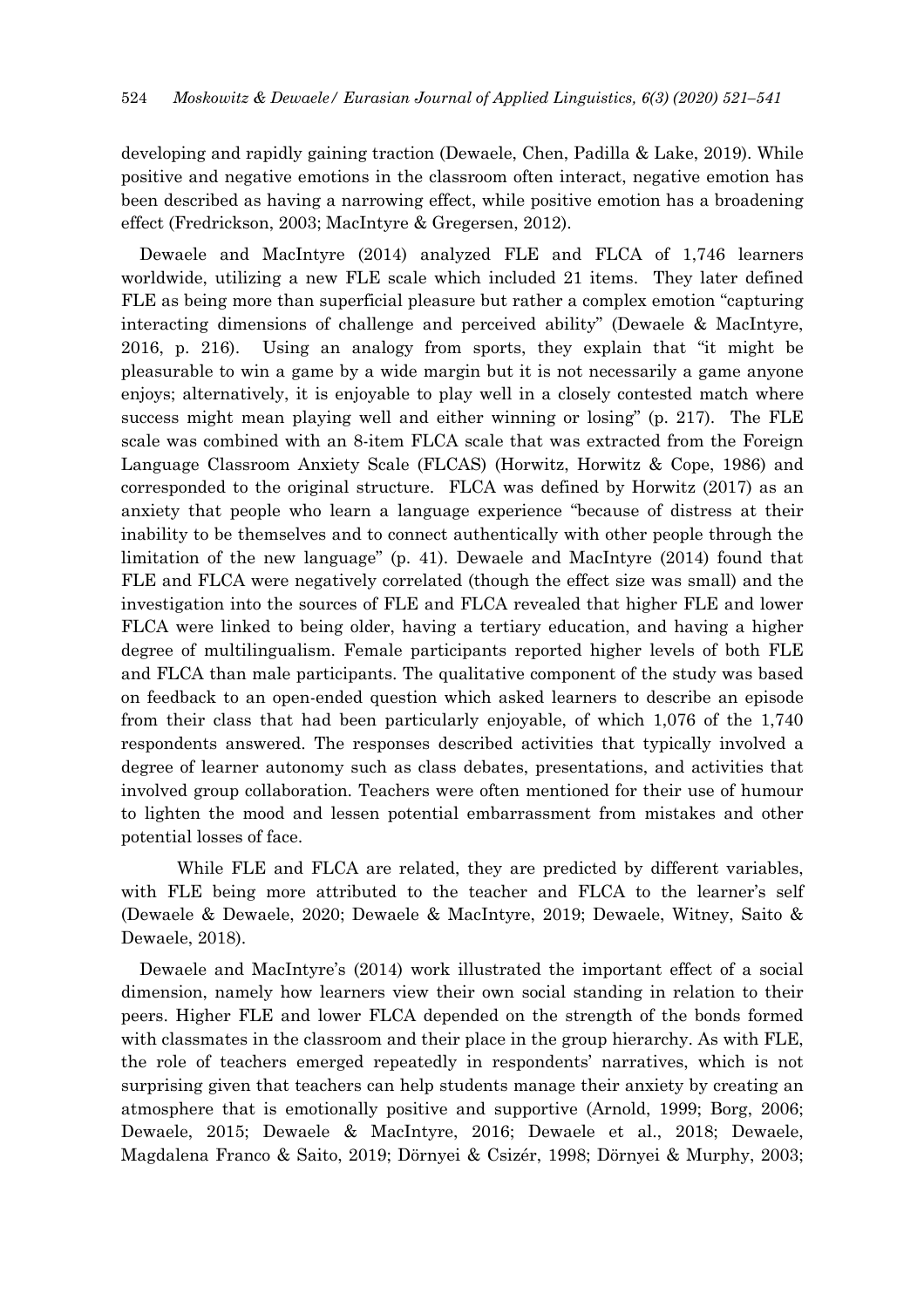developing and rapidly gaining traction (Dewaele, Chen, Padilla & Lake, 2019). While positive and negative emotions in the classroom often interact, negative emotion has been described as having a narrowing effect, while positive emotion has a broadening effect (Fredrickson, 2003; MacIntyre & Gregersen, 2012).

Dewaele and MacIntyre (2014) analyzed FLE and FLCA of 1,746 learners worldwide, utilizing a new FLE scale which included 21 items. They later defined FLE as being more than superficial pleasure but rather a complex emotion "capturing interacting dimensions of challenge and perceived ability" (Dewaele & MacIntyre, 2016, p. 216). Using an analogy from sports, they explain that "it might be pleasurable to win a game by a wide margin but it is not necessarily a game anyone enjoys; alternatively, it is enjoyable to play well in a closely contested match where success might mean playing well and either winning or losing" (p. 217). The FLE scale was combined with an 8-item FLCA scale that was extracted from the Foreign Language Classroom Anxiety Scale (FLCAS) (Horwitz, Horwitz & Cope, 1986) and corresponded to the original structure. FLCA was defined by Horwitz (2017) as an anxiety that people who learn a language experience "because of distress at their inability to be themselves and to connect authentically with other people through the limitation of the new language" (p. 41). Dewaele and MacIntyre (2014) found that FLE and FLCA were negatively correlated (though the effect size was small) and the investigation into the sources of FLE and FLCA revealed that higher FLE and lower FLCA were linked to being older, having a tertiary education, and having a higher degree of multilingualism. Female participants reported higher levels of both FLE and FLCA than male participants. The qualitative component of the study was based on feedback to an open-ended question which asked learners to describe an episode from their class that had been particularly enjoyable, of which 1,076 of the 1,740 respondents answered. The responses described activities that typically involved a degree of learner autonomy such as class debates, presentations, and activities that involved group collaboration. Teachers were often mentioned for their use of humour to lighten the mood and lessen potential embarrassment from mistakes and other potential losses of face.

While FLE and FLCA are related, they are predicted by different variables, with FLE being more attributed to the teacher and FLCA to the learner's self (Dewaele & Dewaele, 2020; Dewaele & MacIntyre, 2019; Dewaele, Witney, Saito & Dewaele, 2018).

Dewaele and MacIntyre's (2014) work illustrated the important effect of a social dimension, namely how learners view their own social standing in relation to their peers. Higher FLE and lower FLCA depended on the strength of the bonds formed with classmates in the classroom and their place in the group hierarchy. As with FLE, the role of teachers emerged repeatedly in respondents' narratives, which is not surprising given that teachers can help students manage their anxiety by creating an atmosphere that is emotionally positive and supportive (Arnold, 1999; Borg, 2006; Dewaele, 2015; Dewaele & MacIntyre, 2016; Dewaele et al., 2018; Dewaele, Magdalena Franco & Saito, 2019; Dörnyei & Csizér, 1998; Dörnyei & Murphy, 2003;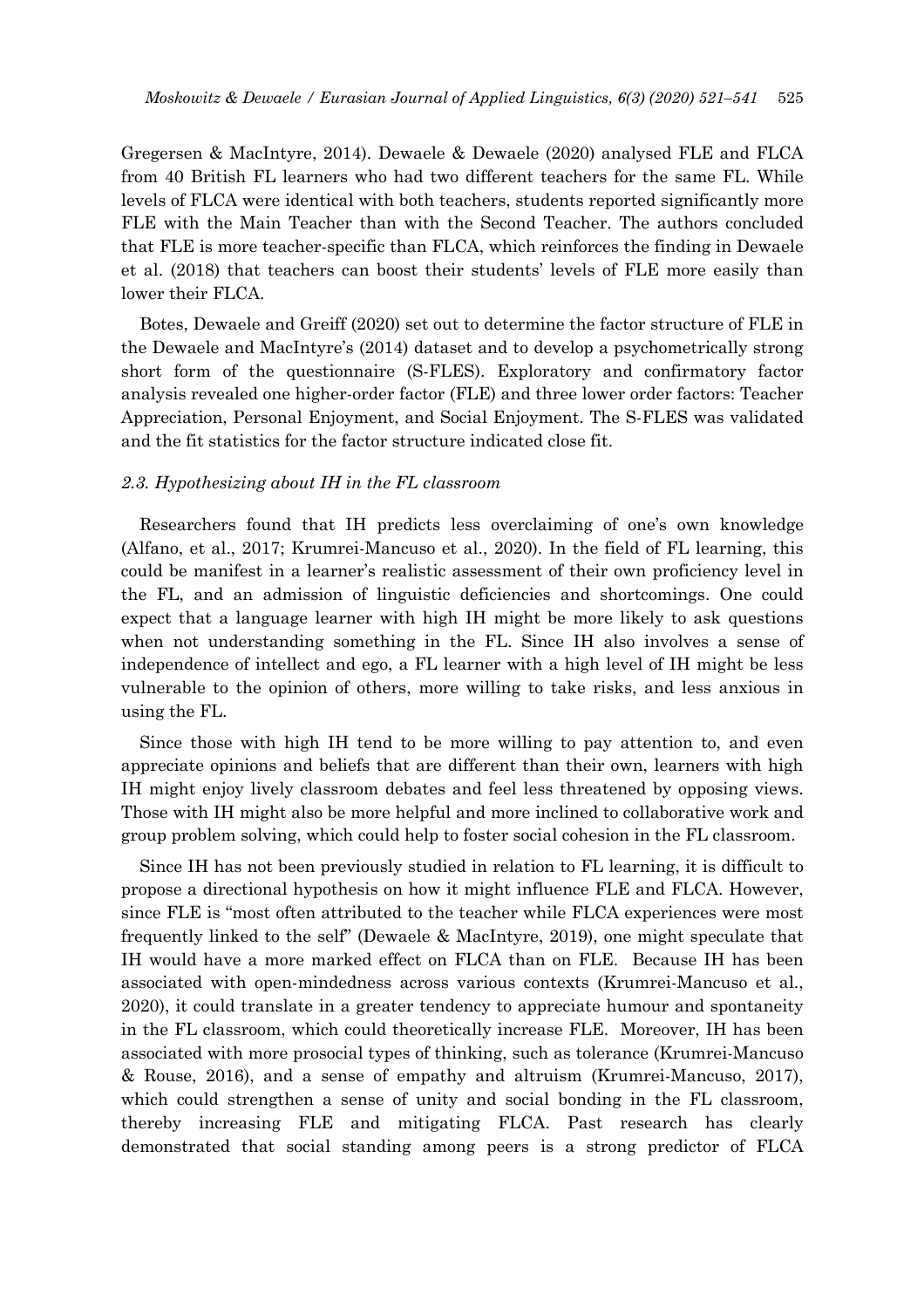Gregersen & MacIntyre, 2014). Dewaele & Dewaele (2020) analysed FLE and FLCA from 40 British FL learners who had two different teachers for the same FL. While levels of FLCA were identical with both teachers, students reported significantly more FLE with the Main Teacher than with the Second Teacher. The authors concluded that FLE is more teacher-specific than FLCA, which reinforces the finding in Dewaele et al. (2018) that teachers can boost their students' levels of FLE more easily than lower their FLCA.

Botes, Dewaele and Greiff (2020) set out to determine the factor structure of FLE in the Dewaele and MacIntyre's (2014) dataset and to develop a psychometrically strong short form of the questionnaire (S-FLES). Exploratory and confirmatory factor analysis revealed one higher-order factor (FLE) and three lower order factors: Teacher Appreciation, Personal Enjoyment, and Social Enjoyment. The S-FLES was validated and the fit statistics for the factor structure indicated close fit.

### *2.3. Hypothesizing about IH in the FL classroom*

Researchers found that IH predicts less overclaiming of one's own knowledge (Alfano, et al., 2017; Krumrei-Mancuso et al., 2020). In the field of FL learning, this could be manifest in a learner's realistic assessment of their own proficiency level in the FL, and an admission of linguistic deficiencies and shortcomings. One could expect that a language learner with high IH might be more likely to ask questions when not understanding something in the FL. Since IH also involves a sense of independence of intellect and ego, a FL learner with a high level of IH might be less vulnerable to the opinion of others, more willing to take risks, and less anxious in using the FL.

Since those with high IH tend to be more willing to pay attention to, and even appreciate opinions and beliefs that are different than their own, learners with high IH might enjoy lively classroom debates and feel less threatened by opposing views. Those with IH might also be more helpful and more inclined to collaborative work and group problem solving, which could help to foster social cohesion in the FL classroom.

Since IH has not been previously studied in relation to FL learning, it is difficult to propose a directional hypothesis on how it might influence FLE and FLCA. However, since FLE is "most often attributed to the teacher while FLCA experiences were most frequently linked to the self" (Dewaele & MacIntyre, 2019), one might speculate that IH would have a more marked effect on FLCA than on FLE. Because IH has been associated with open-mindedness across various contexts (Krumrei-Mancuso et al., 2020), it could translate in a greater tendency to appreciate humour and spontaneity in the FL classroom, which could theoretically increase FLE. Moreover, IH has been associated with more prosocial types of thinking, such as tolerance (Krumrei-Mancuso & Rouse, 2016), and a sense of empathy and altruism (Krumrei-Mancuso, 2017), which could strengthen a sense of unity and social bonding in the FL classroom, thereby increasing FLE and mitigating FLCA. Past research has clearly demonstrated that social standing among peers is a strong predictor of FLCA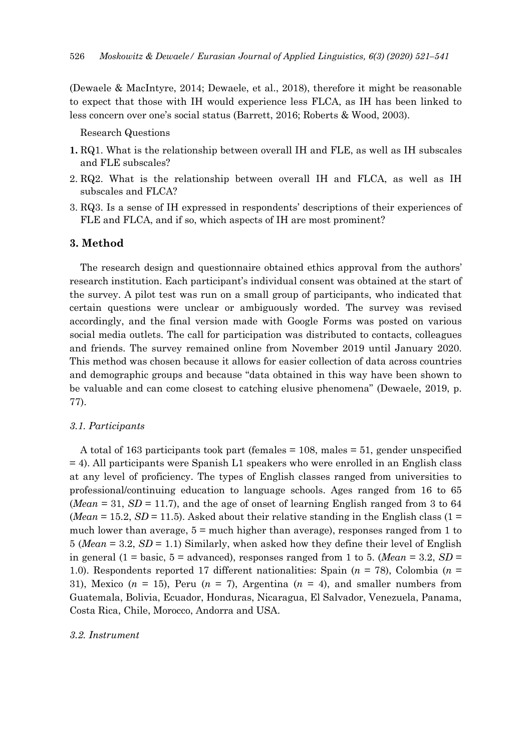(Dewaele & MacIntyre, 2014; Dewaele, et al., 2018), therefore it might be reasonable to expect that those with IH would experience less FLCA, as IH has been linked to less concern over one's social status (Barrett, 2016; Roberts & Wood, 2003).

Research Questions

1. RQ1. What is the relationship between overall IH and FLE, as well as IH subscales and FLE subscales?
2. RQ2. What is the relationship between overall IH and FLCA, as well as IH subscales and FLCA?
3. RQ3. Is a sense of IH expressed in respondents' descriptions of their experiences of FLE and FLCA, and if so, which aspects of IH are most prominent?

## 3. Method

The research design and questionnaire obtained ethics approval from the authors' research institution. Each participant's individual consent was obtained at the start of the survey. A pilot test was run on a small group of participants, who indicated that certain questions were unclear or ambiguously worded. The survey was revised accordingly, and the final version made with Google Forms was posted on various social media outlets. The call for participation was distributed to contacts, colleagues and friends. The survey remained online from November 2019 until January 2020. This method was chosen because it allows for easier collection of data across countries and demographic groups and because "data obtained in this way have been shown to be valuable and can come closest to catching elusive phenomena" (Dewaele, 2019, p. 77).

### *3.1. Participants*

A total of 163 participants took part (females = 108, males = 51, gender unspecified = 4). All participants were Spanish L1 speakers who were enrolled in an English class at any level of proficiency. The types of English classes ranged from universities to professional/continuing education to language schools. Ages ranged from 16 to 65 (*Mean* = 31, *SD* = 11.7), and the age of onset of learning English ranged from 3 to 64 (*Mean* = 15.2, *SD* = 11.5). Asked about their relative standing in the English class (1 = much lower than average, 5 = much higher than average), responses ranged from 1 to 5 (*Mean* = 3.2, *SD* = 1.1) Similarly, when asked how they define their level of English in general (1 = basic, 5 = advanced), responses ranged from 1 to 5. (*Mean* = 3.2, *SD* = 1.0). Respondents reported 17 different nationalities: Spain (*n* = 78), Colombia (*n* = 31), Mexico (*n* = 15), Peru (*n* = 7), Argentina (*n* = 4), and smaller numbers from Guatemala, Bolivia, Ecuador, Honduras, Nicaragua, El Salvador, Venezuela, Panama, Costa Rica, Chile, Morocco, Andorra and USA.

### *3.2. Instrument*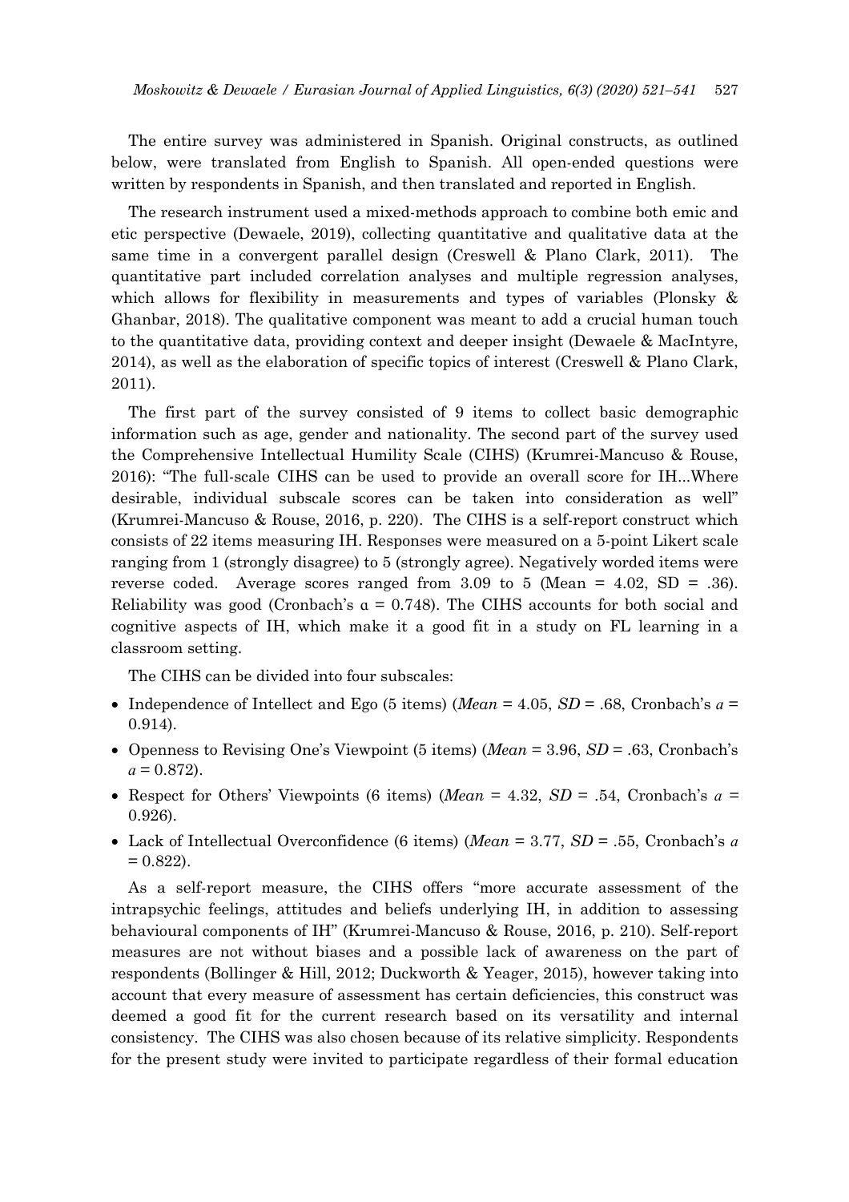The entire survey was administered in Spanish. Original constructs, as outlined below, were translated from English to Spanish. All open-ended questions were written by respondents in Spanish, and then translated and reported in English.

The research instrument used a mixed-methods approach to combine both emic and etic perspective (Dewaele, 2019), collecting quantitative and qualitative data at the same time in a convergent parallel design (Creswell & Plano Clark, 2011). The quantitative part included correlation analyses and multiple regression analyses, which allows for flexibility in measurements and types of variables (Plonsky & Ghanbar, 2018). The qualitative component was meant to add a crucial human touch to the quantitative data, providing context and deeper insight (Dewaele & MacIntyre, 2014), as well as the elaboration of specific topics of interest (Creswell & Plano Clark, 2011).

The first part of the survey consisted of 9 items to collect basic demographic information such as age, gender and nationality. The second part of the survey used the Comprehensive Intellectual Humility Scale (CIHS) (Krumrei-Mancuso & Rouse, 2016): "The full-scale CIHS can be used to provide an overall score for IH...Where desirable, individual subscale scores can be taken into consideration as well" (Krumrei-Mancuso & Rouse, 2016, p. 220). The CIHS is a self-report construct which consists of 22 items measuring IH. Responses were measured on a 5-point Likert scale ranging from 1 (strongly disagree) to 5 (strongly agree). Negatively worded items were reverse coded. Average scores ranged from 3.09 to 5 (Mean = 4.02, SD = .36). Reliability was good (Cronbach's α = 0.748). The CIHS accounts for both social and cognitive aspects of IH, which make it a good fit in a study on FL learning in a classroom setting.

The CIHS can be divided into four subscales:

- Independence of Intellect and Ego (5 items) (*Mean* = 4.05, *SD* = .68, Cronbach's *a* = 0.914).
- Openness to Revising One's Viewpoint (5 items) (*Mean* = 3.96, *SD* = .63, Cronbach's *a* = 0.872).
- Respect for Others' Viewpoints (6 items) (*Mean* = 4.32, *SD* = .54, Cronbach's *a* = 0.926).
- Lack of Intellectual Overconfidence (6 items) (*Mean* = 3.77, *SD* = .55, Cronbach's *a* = 0.822).

As a self-report measure, the CIHS offers "more accurate assessment of the intrapsychic feelings, attitudes and beliefs underlying IH, in addition to assessing behavioural components of IH" (Krumrei-Mancuso & Rouse, 2016, p. 210). Self-report measures are not without biases and a possible lack of awareness on the part of respondents (Bollinger & Hill, 2012; Duckworth & Yeager, 2015), however taking into account that every measure of assessment has certain deficiencies, this construct was deemed a good fit for the current research based on its versatility and internal consistency. The CIHS was also chosen because of its relative simplicity. Respondents for the present study were invited to participate regardless of their formal education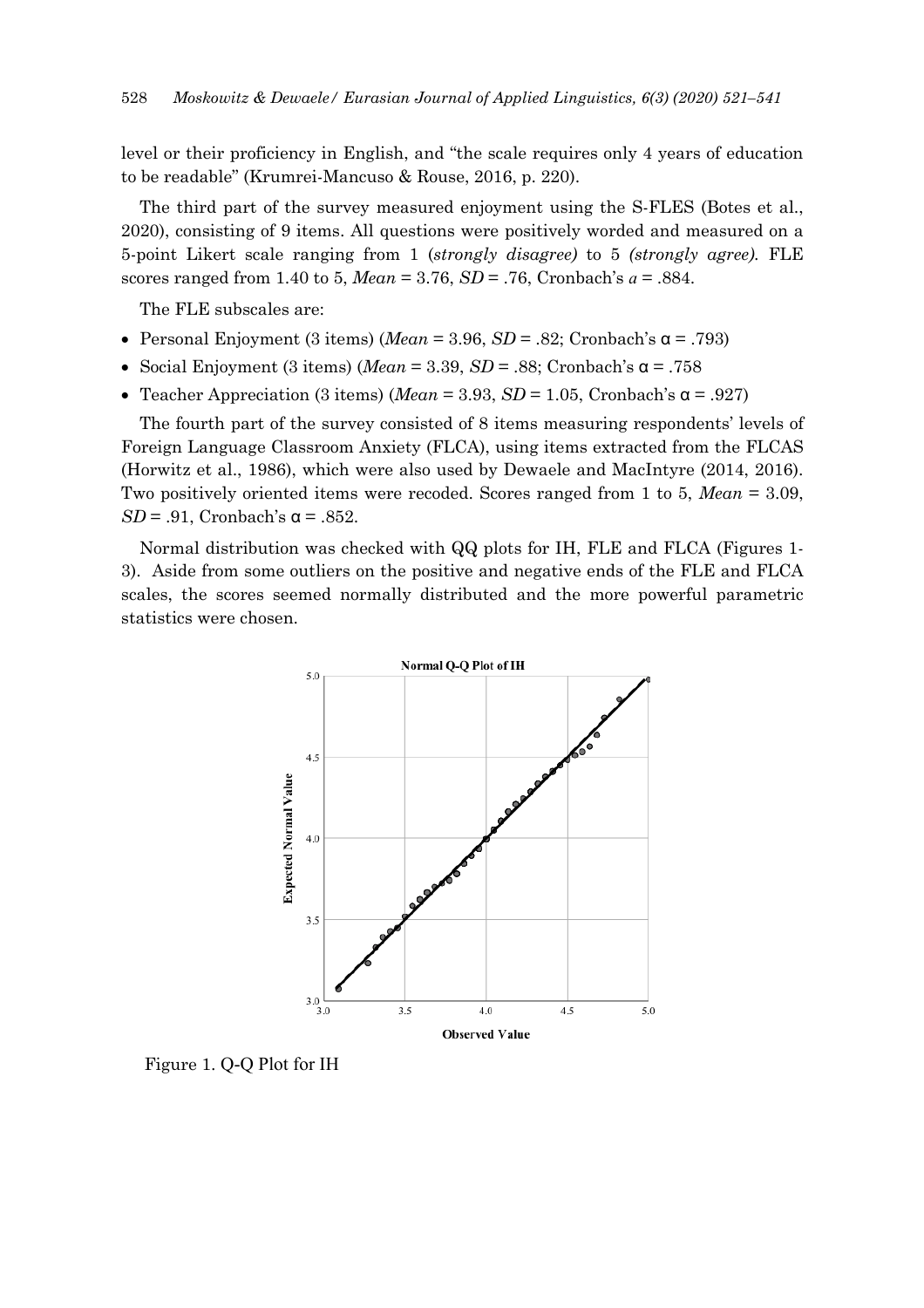level or their proficiency in English, and "the scale requires only 4 years of education to be readable" (Krumrei-Mancuso & Rouse, 2016, p. 220).

The third part of the survey measured enjoyment using the S-FLES (Botes et al., 2020), consisting of 9 items. All questions were positively worded and measured on a 5-point Likert scale ranging from 1 (*strongly disagree)* to 5 *(strongly agree)*. FLE scores ranged from 1.40 to 5, *Mean* = 3.76, *SD* = .76, Cronbach's *a* = .884.

The FLE subscales are:

- Personal Enjoyment (3 items) (*Mean* = 3.96, *SD* = .82; Cronbach's α = .793)
- Social Enjoyment (3 items) (*Mean* = 3.39, *SD* = .88; Cronbach's α = .758
- Teacher Appreciation (3 items) (*Mean* = 3.93, *SD* = 1.05, Cronbach's α = .927)

The fourth part of the survey consisted of 8 items measuring respondents' levels of Foreign Language Classroom Anxiety (FLCA), using items extracted from the FLCAS (Horwitz et al., 1986), which were also used by Dewaele and MacIntyre (2014, 2016). Two positively oriented items were recoded. Scores ranged from 1 to 5, *Mean* = 3.09, *SD* = .91, Cronbach's α = .852.

Normal distribution was checked with QQ plots for IH, FLE and FLCA (Figures 1-3). Aside from some outliers on the positive and negative ends of the FLE and FLCA scales, the scores seemed normally distributed and the more powerful parametric statistics were chosen.

Figure 1. Q-Q Plot for IH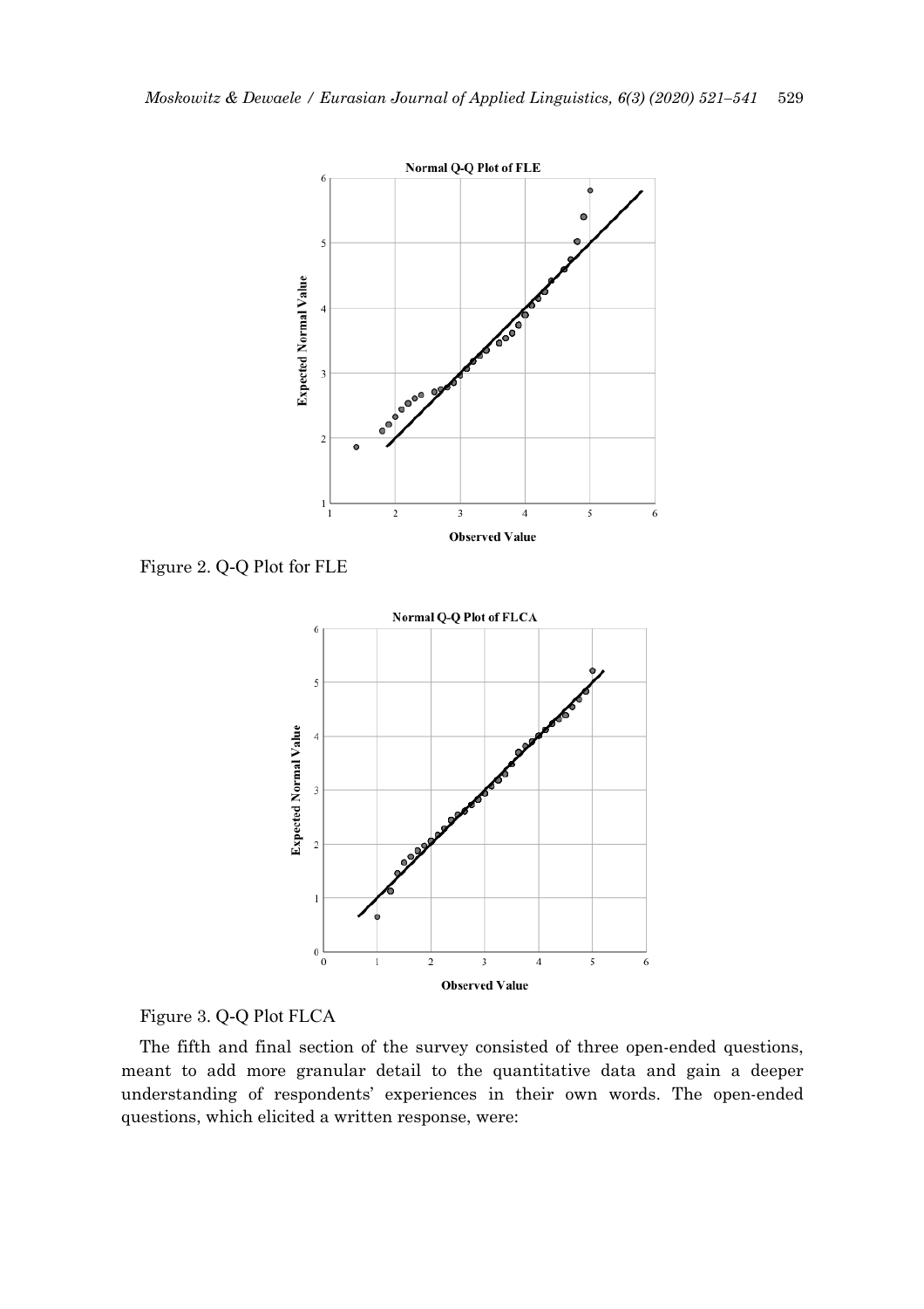Figure 2. Q-Q Plot for FLE

Figure 3. Q-Q Plot FLCA

The fifth and final section of the survey consisted of three open-ended questions, meant to add more granular detail to the quantitative data and gain a deeper understanding of respondents' experiences in their own words. The open-ended questions, which elicited a written response, were: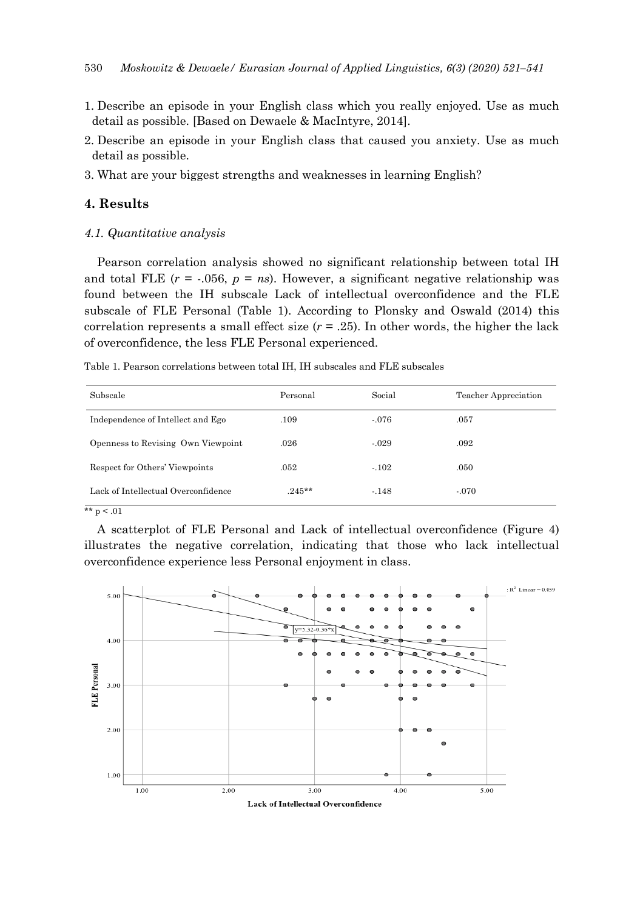1. Describe an episode in your English class which you really enjoyed. Use as much detail as possible. [Based on Dewaele & MacIntyre, 2014].
2. Describe an episode in your English class that caused you anxiety. Use as much detail as possible.
3. What are your biggest strengths and weaknesses in learning English?

## 4. Results

### *4.1. Quantitative analysis*

Pearson correlation analysis showed no significant relationship between total IH and total FLE ($r$ = -.056, $p$ = *ns*). However, a significant negative relationship was found between the IH subscale Lack of intellectual overconfidence and the FLE subscale of FLE Personal (Table 1). According to Plonsky and Oswald (2014) this correlation represents a small effect size ($r$ = .25). In other words, the higher the lack of overconfidence, the less FLE Personal experienced.

Table 1. Pearson correlations between total IH, IH subscales and FLE subscales

| Subscale | Personal | Social | Teacher Appreciation |
|---|---|---|---|
| Independence of Intellect and Ego | .109 | -.076 | .057 |
| Openness to Revising Own Viewpoint | .026 | -.029 | .092 |
| Respect for Others' Viewpoints | .052 | -.102 | .050 |
| Lack of Intellectual Overconfidence | .245** | -.148 | -.070 |

** p < .01

A scatterplot of FLE Personal and Lack of intellectual overconfidence (Figure 4) illustrates the negative correlation, indicating that those who lack intellectual overconfidence experience less Personal enjoyment in class.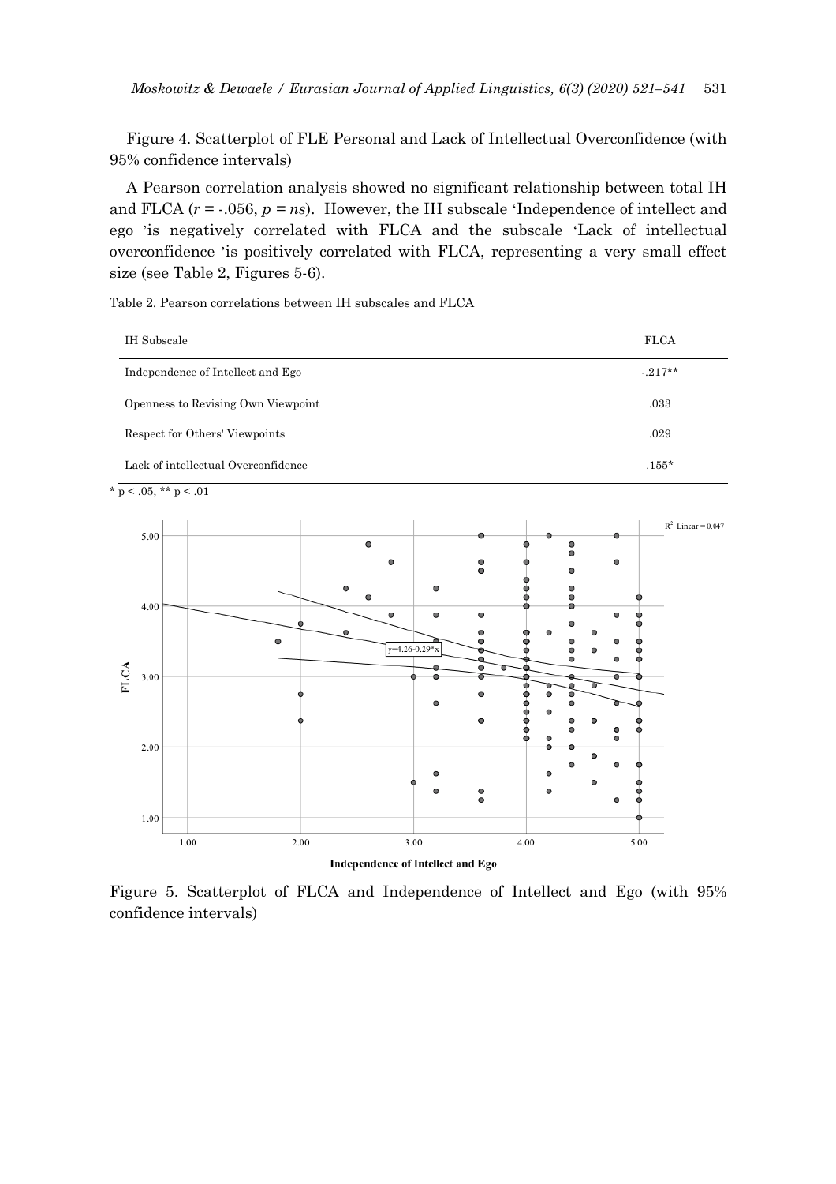Figure 4. Scatterplot of FLE Personal and Lack of Intellectual Overconfidence (with 95% confidence intervals)

A Pearson correlation analysis showed no significant relationship between total IH and FLCA ($r$ = -.056, $p$ = *ns*). However, the IH subscale 'Independence of intellect and ego 'is negatively correlated with FLCA and the subscale 'Lack of intellectual overconfidence 'is positively correlated with FLCA, representing a very small effect size (see Table 2, Figures 5-6).

Table 2. Pearson correlations between IH subscales and FLCA

| IH Subscale | FLCA |
|---|---|
| Independence of Intellect and Ego | -.217** |
| Openness to Revising Own Viewpoint | .033 |
| Respect for Others' Viewpoints | .029 |
| Lack of intellectual Overconfidence | .155* |

* p < .05, ** p < .01

Figure 5. Scatterplot of FLCA and Independence of Intellect and Ego (with 95% confidence intervals)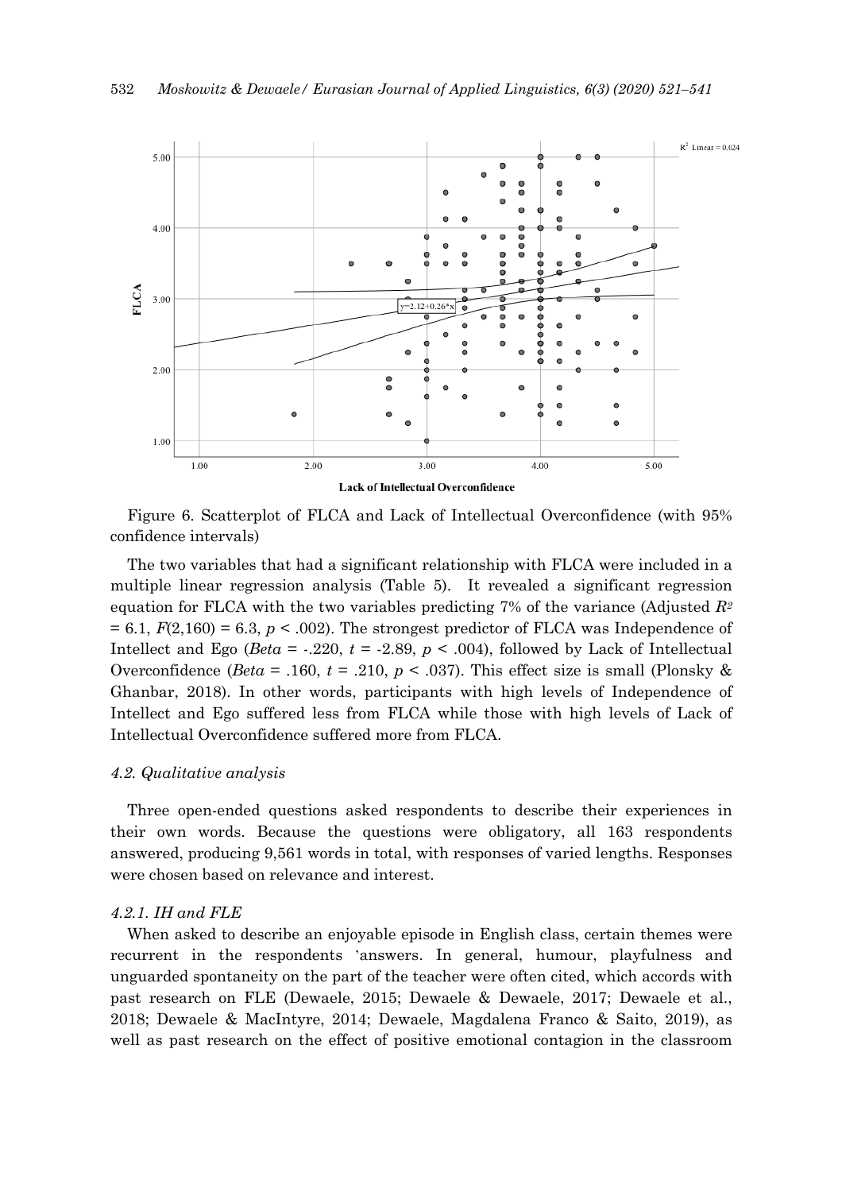Figure 6. Scatterplot of FLCA and Lack of Intellectual Overconfidence (with 95% confidence intervals)

The two variables that had a significant relationship with FLCA were included in a multiple linear regression analysis (Table 5). It revealed a significant regression equation for FLCA with the two variables predicting 7% of the variance (Adjusted $R^2$ = 6.1, $F(2,160) = 6.3$, $p < .002$). The strongest predictor of FLCA was Independence of Intellect and Ego (*Beta* = -.220, $t$ = -2.89, $p < .004$), followed by Lack of Intellectual Overconfidence (*Beta* = .160, $t$ = .210, $p < .037$). This effect size is small (Plonsky & Ghanbar, 2018). In other words, participants with high levels of Independence of Intellect and Ego suffered less from FLCA while those with high levels of Lack of Intellectual Overconfidence suffered more from FLCA.

### *4.2. Qualitative analysis*

Three open-ended questions asked respondents to describe their experiences in their own words. Because the questions were obligatory, all 163 respondents answered, producing 9,561 words in total, with responses of varied lengths. Responses were chosen based on relevance and interest.

#### *4.2.1. IH and FLE*

When asked to describe an enjoyable episode in English class, certain themes were recurrent in the respondents 'answers. In general, humour, playfulness and unguarded spontaneity on the part of the teacher were often cited, which accords with past research on FLE (Dewaele, 2015; Dewaele & Dewaele, 2017; Dewaele et al., 2018; Dewaele & MacIntyre, 2014; Dewaele, Magdalena Franco & Saito, 2019), as well as past research on the effect of positive emotional contagion in the classroom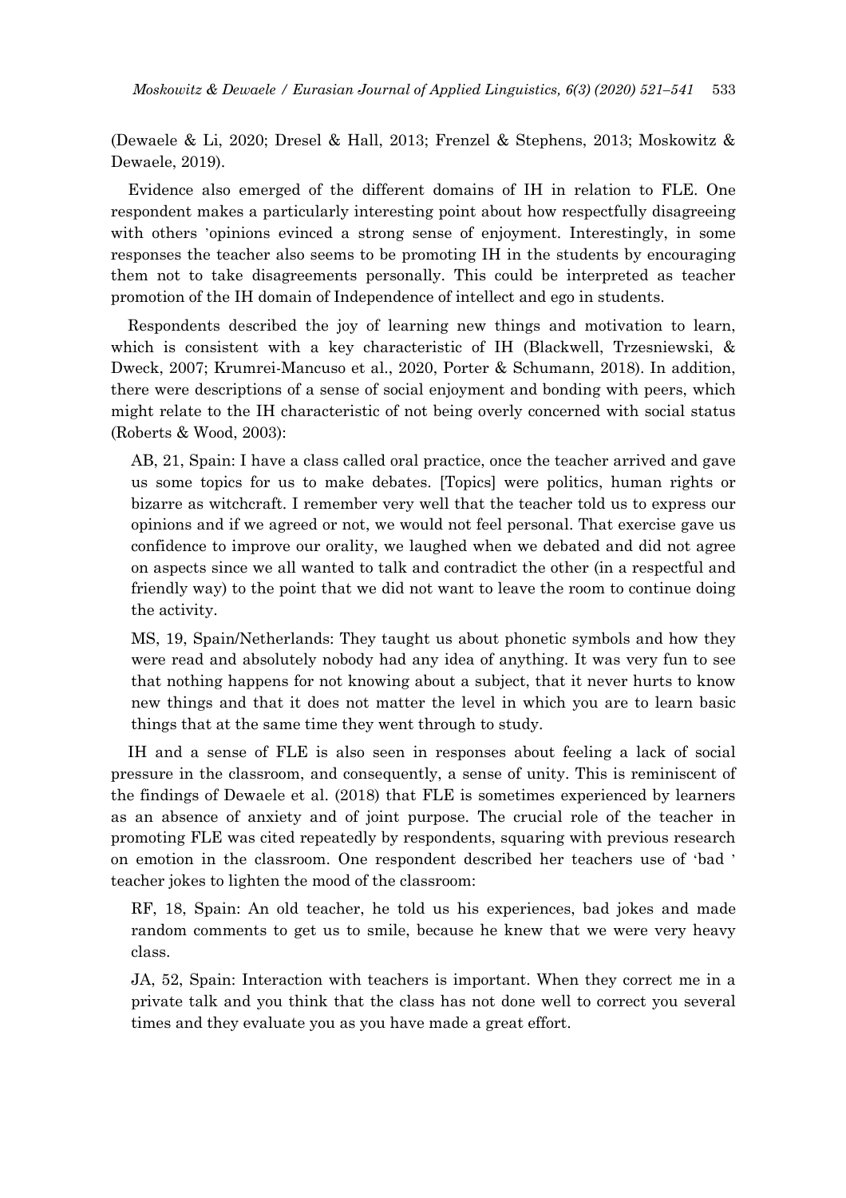(Dewaele & Li, 2020; Dresel & Hall, 2013; Frenzel & Stephens, 2013; Moskowitz & Dewaele, 2019).

Evidence also emerged of the different domains of IH in relation to FLE. One respondent makes a particularly interesting point about how respectfully disagreeing with others 'opinions evinced a strong sense of enjoyment. Interestingly, in some responses the teacher also seems to be promoting IH in the students by encouraging them not to take disagreements personally. This could be interpreted as teacher promotion of the IH domain of Independence of intellect and ego in students.

Respondents described the joy of learning new things and motivation to learn, which is consistent with a key characteristic of IH (Blackwell, Trzesniewski, & Dweck, 2007; Krumrei-Mancuso et al., 2020, Porter & Schumann, 2018). In addition, there were descriptions of a sense of social enjoyment and bonding with peers, which might relate to the IH characteristic of not being overly concerned with social status (Roberts & Wood, 2003):

> AB, 21, Spain: I have a class called oral practice, once the teacher arrived and gave us some topics for us to make debates. [Topics] were politics, human rights or bizarre as witchcraft. I remember very well that the teacher told us to express our opinions and if we agreed or not, we would not feel personal. That exercise gave us confidence to improve our orality, we laughed when we debated and did not agree on aspects since we all wanted to talk and contradict the other (in a respectful and friendly way) to the point that we did not want to leave the room to continue doing the activity.

> MS, 19, Spain/Netherlands: They taught us about phonetic symbols and how they were read and absolutely nobody had any idea of anything. It was very fun to see that nothing happens for not knowing about a subject, that it never hurts to know new things and that it does not matter the level in which you are to learn basic things that at the same time they went through to study.

IH and a sense of FLE is also seen in responses about feeling a lack of social pressure in the classroom, and consequently, a sense of unity. This is reminiscent of the findings of Dewaele et al. (2018) that FLE is sometimes experienced by learners as an absence of anxiety and of joint purpose. The crucial role of the teacher in promoting FLE was cited repeatedly by respondents, squaring with previous research on emotion in the classroom. One respondent described her teachers use of 'bad ' teacher jokes to lighten the mood of the classroom:

> RF, 18, Spain: An old teacher, he told us his experiences, bad jokes and made random comments to get us to smile, because he knew that we were very heavy class.

> JA, 52, Spain: Interaction with teachers is important. When they correct me in a private talk and you think that the class has not done well to correct you several times and they evaluate you as you have made a great effort.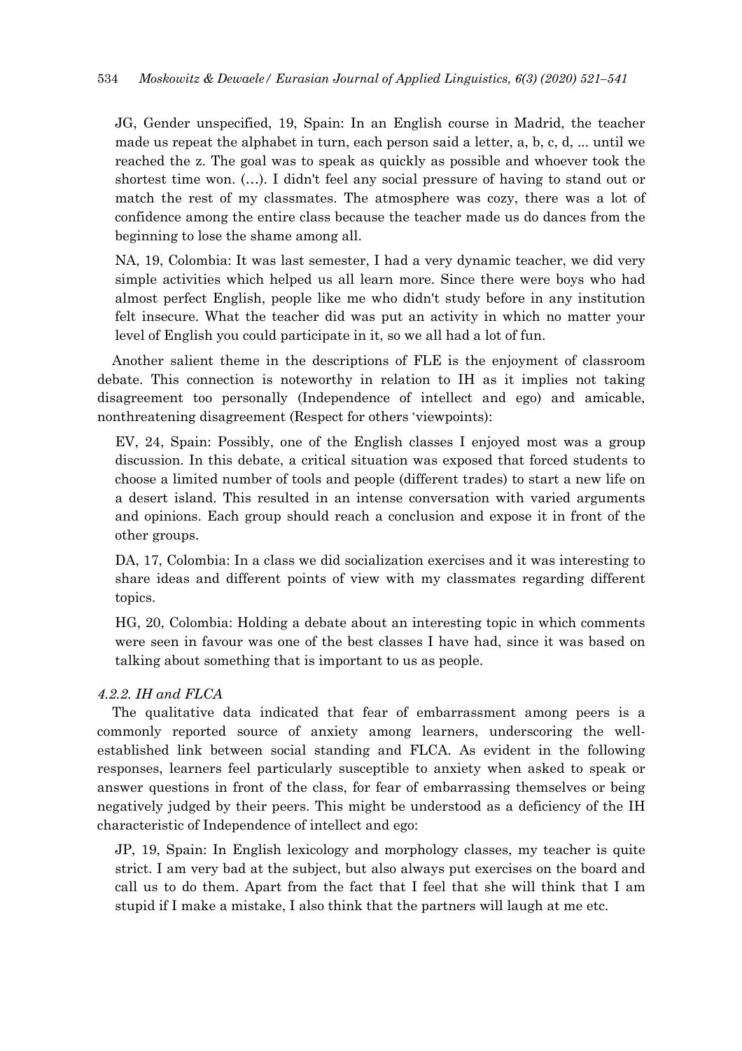JG, Gender unspecified, 19, Spain: In an English course in Madrid, the teacher made us repeat the alphabet in turn, each person said a letter, a, b, c, d, ... until we reached the z. The goal was to speak as quickly as possible and whoever took the shortest time won. (…). I didn't feel any social pressure of having to stand out or match the rest of my classmates. The atmosphere was cozy, there was a lot of confidence among the entire class because the teacher made us do dances from the beginning to lose the shame among all.

NA, 19, Colombia: It was last semester, I had a very dynamic teacher, we did very simple activities which helped us all learn more. Since there were boys who had almost perfect English, people like me who didn't study before in any institution felt insecure. What the teacher did was put an activity in which no matter your level of English you could participate in it, so we all had a lot of fun.

Another salient theme in the descriptions of FLE is the enjoyment of classroom debate. This connection is noteworthy in relation to IH as it implies not taking disagreement too personally (Independence of intellect and ego) and amicable, nonthreatening disagreement (Respect for others 'viewpoints):

EV, 24, Spain: Possibly, one of the English classes I enjoyed most was a group discussion. In this debate, a critical situation was exposed that forced students to choose a limited number of tools and people (different trades) to start a new life on a desert island. This resulted in an intense conversation with varied arguments and opinions. Each group should reach a conclusion and expose it in front of the other groups.

DA, 17, Colombia: In a class we did socialization exercises and it was interesting to share ideas and different points of view with my classmates regarding different topics.

HG, 20, Colombia: Holding a debate about an interesting topic in which comments were seen in favour was one of the best classes I have had, since it was based on talking about something that is important to us as people.

#### *4.2.2. IH and FLCA*

The qualitative data indicated that fear of embarrassment among peers is a commonly reported source of anxiety among learners, underscoring the well-established link between social standing and FLCA. As evident in the following responses, learners feel particularly susceptible to anxiety when asked to speak or answer questions in front of the class, for fear of embarrassing themselves or being negatively judged by their peers. This might be understood as a deficiency of the IH characteristic of Independence of intellect and ego:

JP, 19, Spain: In English lexicology and morphology classes, my teacher is quite strict. I am very bad at the subject, but also always put exercises on the board and call us to do them. Apart from the fact that I feel that she will think that I am stupid if I make a mistake, I also think that the partners will laugh at me etc.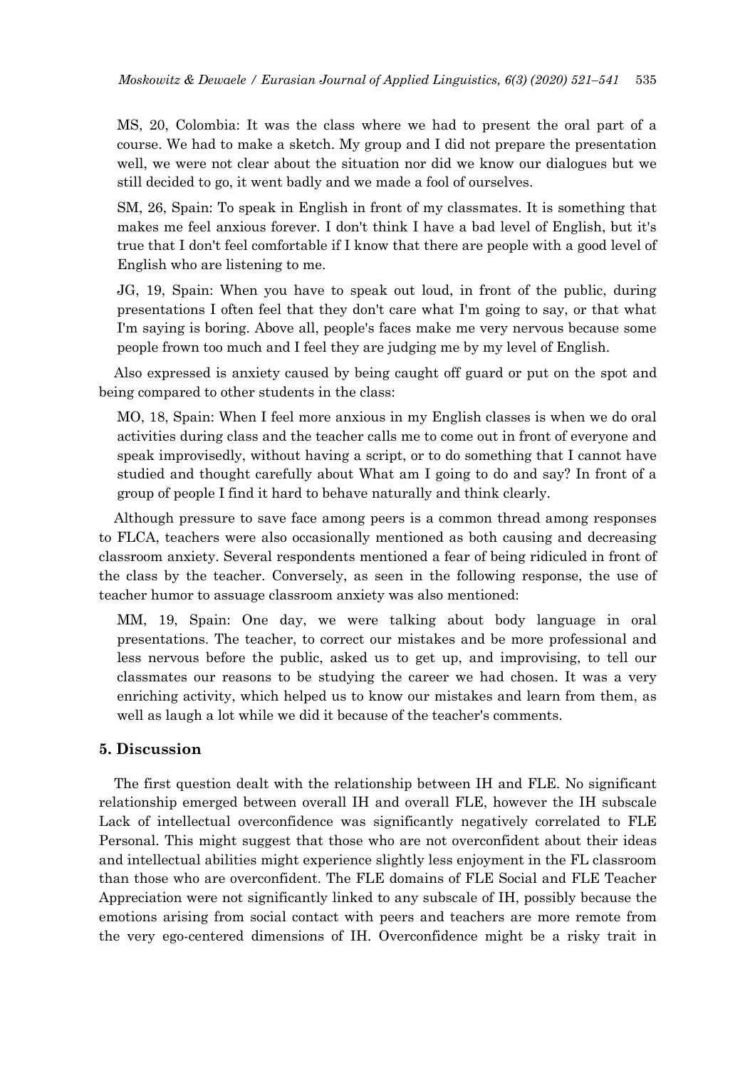MS, 20, Colombia: It was the class where we had to present the oral part of a course. We had to make a sketch. My group and I did not prepare the presentation well, we were not clear about the situation nor did we know our dialogues but we still decided to go, it went badly and we made a fool of ourselves.

SM, 26, Spain: To speak in English in front of my classmates. It is something that makes me feel anxious forever. I don't think I have a bad level of English, but it's true that I don't feel comfortable if I know that there are people with a good level of English who are listening to me.

JG, 19, Spain: When you have to speak out loud, in front of the public, during presentations I often feel that they don't care what I'm going to say, or that what I'm saying is boring. Above all, people's faces make me very nervous because some people frown too much and I feel they are judging me by my level of English.

Also expressed is anxiety caused by being caught off guard or put on the spot and being compared to other students in the class:

MO, 18, Spain: When I feel more anxious in my English classes is when we do oral activities during class and the teacher calls me to come out in front of everyone and speak improvisedly, without having a script, or to do something that I cannot have studied and thought carefully about What am I going to do and say? In front of a group of people I find it hard to behave naturally and think clearly.

Although pressure to save face among peers is a common thread among responses to FLCA, teachers were also occasionally mentioned as both causing and decreasing classroom anxiety. Several respondents mentioned a fear of being ridiculed in front of the class by the teacher. Conversely, as seen in the following response, the use of teacher humor to assuage classroom anxiety was also mentioned:

MM, 19, Spain: One day, we were talking about body language in oral presentations. The teacher, to correct our mistakes and be more professional and less nervous before the public, asked us to get up, and improvising, to tell our classmates our reasons to be studying the career we had chosen. It was a very enriching activity, which helped us to know our mistakes and learn from them, as well as laugh a lot while we did it because of the teacher's comments.

## 5. Discussion

The first question dealt with the relationship between IH and FLE. No significant relationship emerged between overall IH and overall FLE, however the IH subscale Lack of intellectual overconfidence was significantly negatively correlated to FLE Personal. This might suggest that those who are not overconfident about their ideas and intellectual abilities might experience slightly less enjoyment in the FL classroom than those who are overconfident. The FLE domains of FLE Social and FLE Teacher Appreciation were not significantly linked to any subscale of IH, possibly because the emotions arising from social contact with peers and teachers are more remote from the very ego-centered dimensions of IH. Overconfidence might be a risky trait in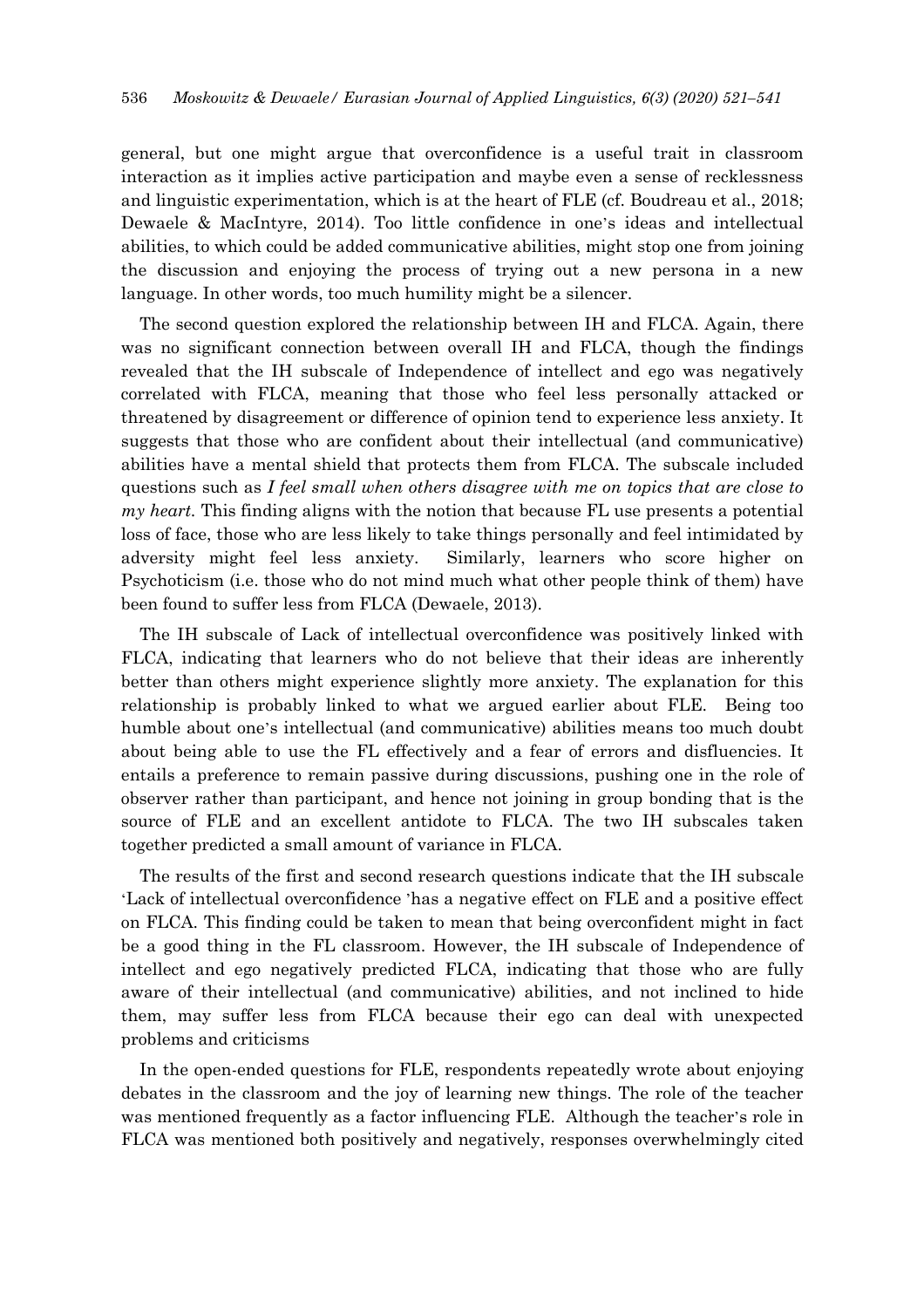general, but one might argue that overconfidence is a useful trait in classroom interaction as it implies active participation and maybe even a sense of recklessness and linguistic experimentation, which is at the heart of FLE (cf. Boudreau et al., 2018; Dewaele & MacIntyre, 2014). Too little confidence in one's ideas and intellectual abilities, to which could be added communicative abilities, might stop one from joining the discussion and enjoying the process of trying out a new persona in a new language. In other words, too much humility might be a silencer.

The second question explored the relationship between IH and FLCA. Again, there was no significant connection between overall IH and FLCA, though the findings revealed that the IH subscale of Independence of intellect and ego was negatively correlated with FLCA, meaning that those who feel less personally attacked or threatened by disagreement or difference of opinion tend to experience less anxiety. It suggests that those who are confident about their intellectual (and communicative) abilities have a mental shield that protects them from FLCA. The subscale included questions such as *I feel small when others disagree with me on topics that are close to my heart.* This finding aligns with the notion that because FL use presents a potential loss of face, those who are less likely to take things personally and feel intimidated by adversity might feel less anxiety. Similarly, learners who score higher on Psychoticism (i.e. those who do not mind much what other people think of them) have been found to suffer less from FLCA (Dewaele, 2013).

The IH subscale of Lack of intellectual overconfidence was positively linked with FLCA, indicating that learners who do not believe that their ideas are inherently better than others might experience slightly more anxiety. The explanation for this relationship is probably linked to what we argued earlier about FLE. Being too humble about one's intellectual (and communicative) abilities means too much doubt about being able to use the FL effectively and a fear of errors and disfluencies. It entails a preference to remain passive during discussions, pushing one in the role of observer rather than participant, and hence not joining in group bonding that is the source of FLE and an excellent antidote to FLCA. The two IH subscales taken together predicted a small amount of variance in FLCA.

The results of the first and second research questions indicate that the IH subscale 'Lack of intellectual overconfidence 'has a negative effect on FLE and a positive effect on FLCA. This finding could be taken to mean that being overconfident might in fact be a good thing in the FL classroom. However, the IH subscale of Independence of intellect and ego negatively predicted FLCA, indicating that those who are fully aware of their intellectual (and communicative) abilities, and not inclined to hide them, may suffer less from FLCA because their ego can deal with unexpected problems and criticisms

In the open-ended questions for FLE, respondents repeatedly wrote about enjoying debates in the classroom and the joy of learning new things. The role of the teacher was mentioned frequently as a factor influencing FLE. Although the teacher's role in FLCA was mentioned both positively and negatively, responses overwhelmingly cited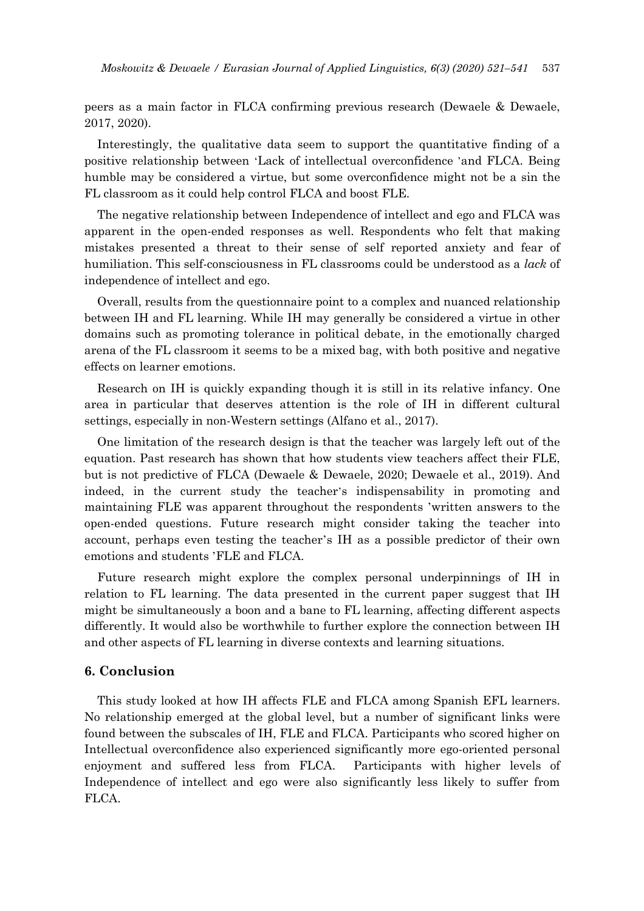peers as a main factor in FLCA confirming previous research (Dewaele & Dewaele, 2017, 2020).

Interestingly, the qualitative data seem to support the quantitative finding of a positive relationship between 'Lack of intellectual overconfidence 'and FLCA. Being humble may be considered a virtue, but some overconfidence might not be a sin the FL classroom as it could help control FLCA and boost FLE.

The negative relationship between Independence of intellect and ego and FLCA was apparent in the open-ended responses as well. Respondents who felt that making mistakes presented a threat to their sense of self reported anxiety and fear of humiliation. This self-consciousness in FL classrooms could be understood as a *lack* of independence of intellect and ego.

Overall, results from the questionnaire point to a complex and nuanced relationship between IH and FL learning. While IH may generally be considered a virtue in other domains such as promoting tolerance in political debate, in the emotionally charged arena of the FL classroom it seems to be a mixed bag, with both positive and negative effects on learner emotions.

Research on IH is quickly expanding though it is still in its relative infancy. One area in particular that deserves attention is the role of IH in different cultural settings, especially in non-Western settings (Alfano et al., 2017).

One limitation of the research design is that the teacher was largely left out of the equation. Past research has shown that how students view teachers affect their FLE, but is not predictive of FLCA (Dewaele & Dewaele, 2020; Dewaele et al., 2019). And indeed, in the current study the teacher's indispensability in promoting and maintaining FLE was apparent throughout the respondents 'written answers to the open-ended questions. Future research might consider taking the teacher into account, perhaps even testing the teacher's IH as a possible predictor of their own emotions and students 'FLE and FLCA.

Future research might explore the complex personal underpinnings of IH in relation to FL learning. The data presented in the current paper suggest that IH might be simultaneously a boon and a bane to FL learning, affecting different aspects differently. It would also be worthwhile to further explore the connection between IH and other aspects of FL learning in diverse contexts and learning situations.

## 6. Conclusion

This study looked at how IH affects FLE and FLCA among Spanish EFL learners. No relationship emerged at the global level, but a number of significant links were found between the subscales of IH, FLE and FLCA. Participants who scored higher on Intellectual overconfidence also experienced significantly more ego-oriented personal enjoyment and suffered less from FLCA. Participants with higher levels of Independence of intellect and ego were also significantly less likely to suffer from FLCA.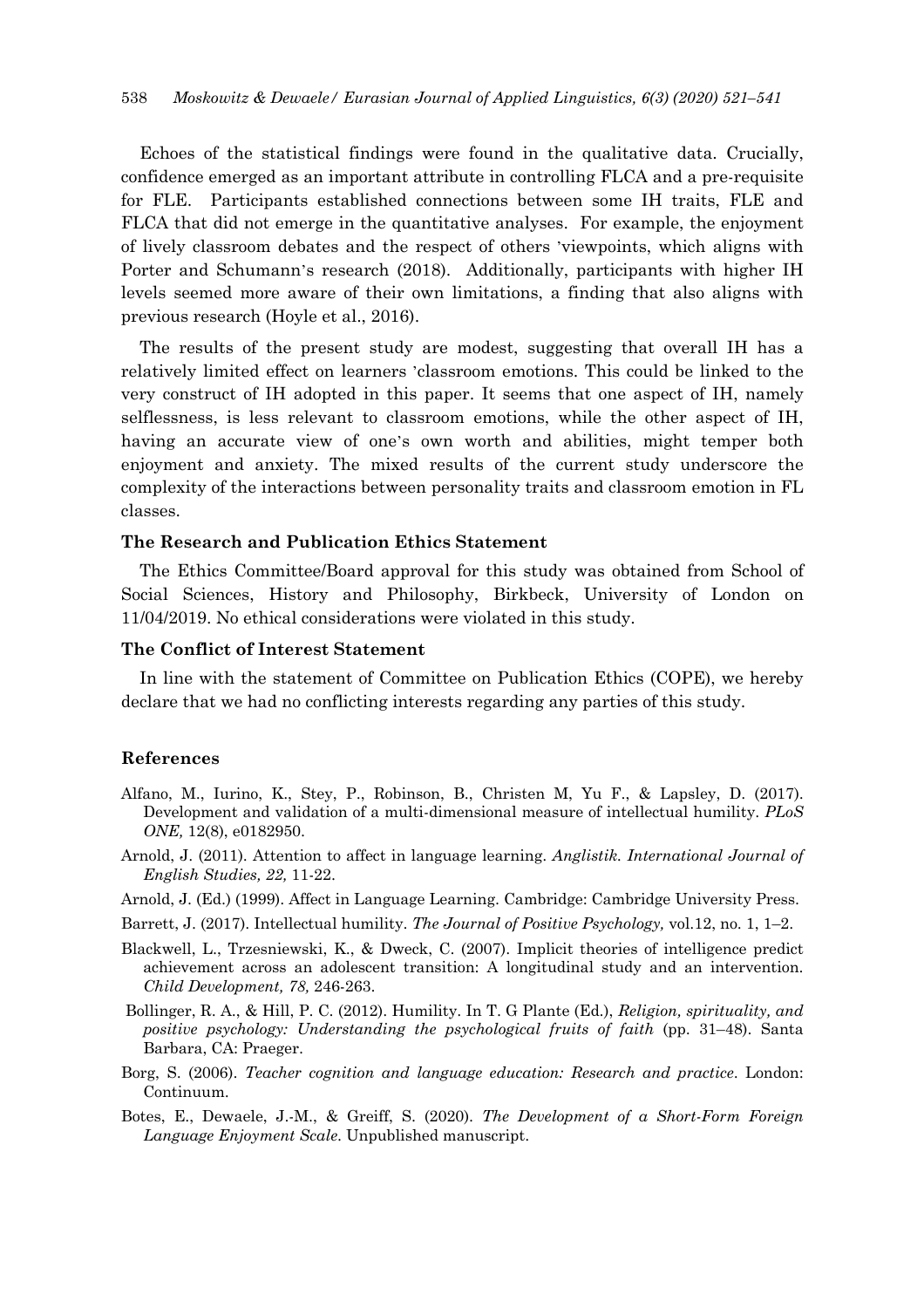Echoes of the statistical findings were found in the qualitative data. Crucially, confidence emerged as an important attribute in controlling FLCA and a pre-requisite for FLE. Participants established connections between some IH traits, FLE and FLCA that did not emerge in the quantitative analyses. For example, the enjoyment of lively classroom debates and the respect of others 'viewpoints, which aligns with Porter and Schumann's research (2018). Additionally, participants with higher IH levels seemed more aware of their own limitations, a finding that also aligns with previous research (Hoyle et al., 2016).

The results of the present study are modest, suggesting that overall IH has a relatively limited effect on learners 'classroom emotions. This could be linked to the very construct of IH adopted in this paper. It seems that one aspect of IH, namely selflessness, is less relevant to classroom emotions, while the other aspect of IH, having an accurate view of one's own worth and abilities, might temper both enjoyment and anxiety. The mixed results of the current study underscore the complexity of the interactions between personality traits and classroom emotion in FL classes.

### The Research and Publication Ethics Statement

The Ethics Committee/Board approval for this study was obtained from School of Social Sciences, History and Philosophy, Birkbeck, University of London on 11/04/2019. No ethical considerations were violated in this study.

### The Conflict of Interest Statement

In line with the statement of Committee on Publication Ethics (COPE), we hereby declare that we had no conflicting interests regarding any parties of this study.

## References

Alfano, M., Iurino, K., Stey, P., Robinson, B., Christen M, Yu F., & Lapsley, D. (2017). Development and validation of a multi-dimensional measure of intellectual humility. *PLoS ONE,* 12(8), e0182950.

Arnold, J. (2011). Attention to affect in language learning. *Anglistik. International Journal of English Studies, 22,* 11-22.

Arnold, J. (Ed.) (1999). Affect in Language Learning. Cambridge: Cambridge University Press.

Barrett, J. (2017). Intellectual humility. *The Journal of Positive Psychology,* vol.12, no. 1, 1–2.

Blackwell, L., Trzesniewski, K., & Dweck, C. (2007). Implicit theories of intelligence predict achievement across an adolescent transition: A longitudinal study and an intervention. *Child Development, 78,* 246-263.

Bollinger, R. A., & Hill, P. C. (2012). Humility. In T. G Plante (Ed.), *Religion, spirituality, and positive psychology: Understanding the psychological fruits of faith* (pp. 31–48). Santa Barbara, CA: Praeger.

Borg, S. (2006). *Teacher cognition and language education: Research and practice*. London: Continuum.

Botes, E., Dewaele, J.-M., & Greiff, S. (2020). *The Development of a Short-Form Foreign Language Enjoyment Scale.* Unpublished manuscript.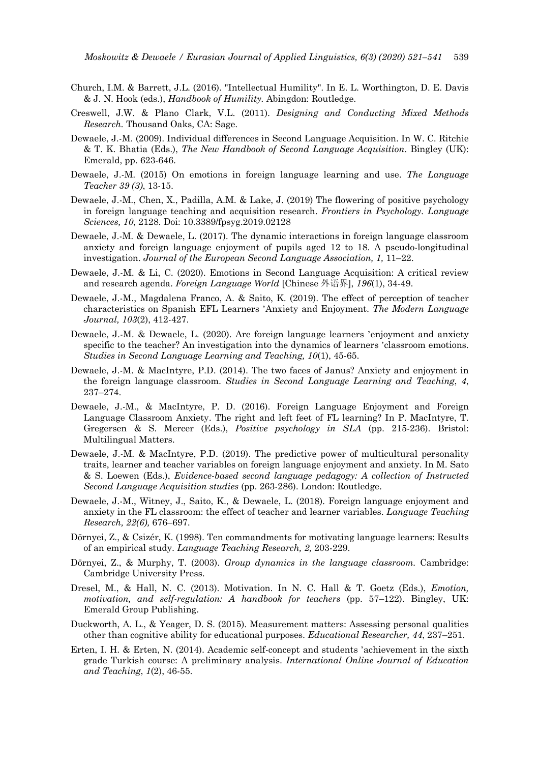Church, I.M. & Barrett, J.L. (2016). "Intellectual Humility". In E. L. Worthington, D. E. Davis & J. N. Hook (eds.), *Handbook of Humility*. Abingdon: Routledge.

Creswell, J.W. & Plano Clark, V.L. (2011). *Designing and Conducting Mixed Methods Research*. Thousand Oaks, CA: Sage.

Dewaele, J.-M. (2009). Individual differences in Second Language Acquisition. In W. C. Ritchie & T. K. Bhatia (Eds.), *The New Handbook of Second Language Acquisition*. Bingley (UK): Emerald, pp. 623-646.

Dewaele, J.-M. (2015) On emotions in foreign language learning and use. *The Language Teacher 39 (3)*, 13-15.

Dewaele, J.-M., Chen, X., Padilla, A.M. & Lake, J. (2019) The flowering of positive psychology in foreign language teaching and acquisition research. *Frontiers in Psychology. Language Sciences, 10*, 2128. Doi: 10.3389/fpsyg.2019.02128

Dewaele, J.-M. & Dewaele, L. (2017). The dynamic interactions in foreign language classroom anxiety and foreign language enjoyment of pupils aged 12 to 18. A pseudo-longitudinal investigation. *Journal of the European Second Language Association, 1,* 11–22.

Dewaele, J.-M. & Li, C. (2020). Emotions in Second Language Acquisition: A critical review and research agenda. *Foreign Language World* [Chinese 外语界], *196*(1), 34-49.

Dewaele, J.-M., Magdalena Franco, A. & Saito, K. (2019). The effect of perception of teacher characteristics on Spanish EFL Learners 'Anxiety and Enjoyment. *The Modern Language Journal, 103*(2), 412-427.

Dewaele, J.-M. & Dewaele, L. (2020). Are foreign language learners 'enjoyment and anxiety specific to the teacher? An investigation into the dynamics of learners 'classroom emotions. *Studies in Second Language Learning and Teaching, 10*(1), 45-65.

Dewaele, J.-M. & MacIntyre, P.D. (2014). The two faces of Janus? Anxiety and enjoyment in the foreign language classroom. *Studies in Second Language Learning and Teaching*, *4*, 237–274.

Dewaele, J.-M., & MacIntyre, P. D. (2016). Foreign Language Enjoyment and Foreign Language Classroom Anxiety. The right and left feet of FL learning? In P. MacIntyre, T. Gregersen & S. Mercer (Eds.), *Positive psychology in SLA* (pp. 215-236). Bristol: Multilingual Matters.

Dewaele, J.-M. & MacIntyre, P.D. (2019). The predictive power of multicultural personality traits, learner and teacher variables on foreign language enjoyment and anxiety. In M. Sato & S. Loewen (Eds.), *Evidence-based second language pedagogy: A collection of Instructed Second Language Acquisition studies* (pp. 263-286). London: Routledge.

Dewaele, J.-M., Witney, J., Saito, K., & Dewaele, L. (2018). Foreign language enjoyment and anxiety in the FL classroom: the effect of teacher and learner variables. *Language Teaching Research, 22(6),* 676–697.

Dörnyei, Z., & Csizér, K. (1998). Ten commandments for motivating language learners: Results of an empirical study. *Language Teaching Research, 2,* 203-229.

Dörnyei, Z., & Murphy, T. (2003). *Group dynamics in the language classroom.* Cambridge: Cambridge University Press.

Dresel, M., & Hall, N. C. (2013). Motivation. In N. C. Hall & T. Goetz (Eds.), *Emotion, motivation, and self-regulation: A handbook for teachers* (pp. 57–122). Bingley, UK: Emerald Group Publishing.

Duckworth, A. L., & Yeager, D. S. (2015). Measurement matters: Assessing personal qualities other than cognitive ability for educational purposes. *Educational Researcher, 44*, 237–251.

Erten, I. H. & Erten, N. (2014). Academic self-concept and students 'achievement in the sixth grade Turkish course: A preliminary analysis. *International Online Journal of Education and Teaching*, *1*(2), 46-55.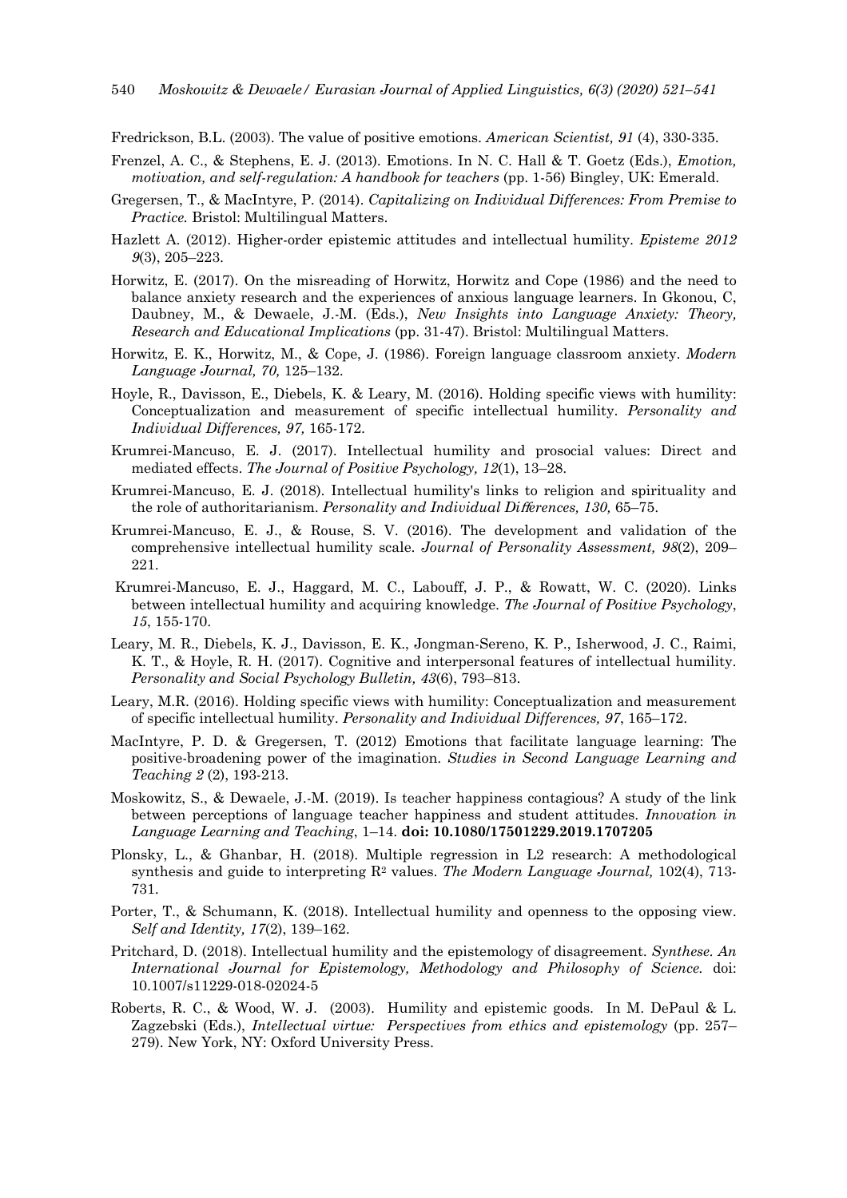Fredrickson, B.L. (2003). The value of positive emotions. *American Scientist, 91* (4), 330-335.

Frenzel, A. C., & Stephens, E. J. (2013). Emotions. In N. C. Hall & T. Goetz (Eds.), *Emotion, motivation, and self-regulation: A handbook for teachers* (pp. 1-56) Bingley, UK: Emerald.

Gregersen, T., & MacIntyre, P. (2014). *Capitalizing on Individual Differences: From Premise to Practice.* Bristol: Multilingual Matters.

Hazlett A. (2012). Higher-order epistemic attitudes and intellectual humility. *Episteme 2012 9*(3), 205–223.

Horwitz, E. (2017). On the misreading of Horwitz, Horwitz and Cope (1986) and the need to balance anxiety research and the experiences of anxious language learners. In Gkonou, C, Daubney, M., & Dewaele, J.-M. (Eds.), *New Insights into Language Anxiety: Theory, Research and Educational Implications* (pp. 31-47). Bristol: Multilingual Matters.

Horwitz, E. K., Horwitz, M., & Cope, J. (1986). Foreign language classroom anxiety. *Modern Language Journal, 70,* 125–132.

Hoyle, R., Davisson, E., Diebels, K. & Leary, M. (2016). Holding specific views with humility: Conceptualization and measurement of specific intellectual humility. *Personality and Individual Differences, 97,* 165-172.

Krumrei-Mancuso, E. J. (2017). Intellectual humility and prosocial values: Direct and mediated effects. *The Journal of Positive Psychology, 12*(1), 13–28.

Krumrei-Mancuso, E. J. (2018). Intellectual humility's links to religion and spirituality and the role of authoritarianism. *Personality and Individual Differences, 130,* 65–75.

Krumrei-Mancuso, E. J., & Rouse, S. V. (2016). The development and validation of the comprehensive intellectual humility scale. *Journal of Personality Assessment, 98*(2), 209–221.

Krumrei-Mancuso, E. J., Haggard, M. C., Labouff, J. P., & Rowatt, W. C. (2020). Links between intellectual humility and acquiring knowledge. *The Journal of Positive Psychology*, *15*, 155-170.

Leary, M. R., Diebels, K. J., Davisson, E. K., Jongman-Sereno, K. P., Isherwood, J. C., Raimi, K. T., & Hoyle, R. H. (2017). Cognitive and interpersonal features of intellectual humility. *Personality and Social Psychology Bulletin, 43*(6), 793–813.

Leary, M.R. (2016). Holding specific views with humility: Conceptualization and measurement of specific intellectual humility. *Personality and Individual Differences, 97*, 165–172.

MacIntyre, P. D. & Gregersen, T. (2012) Emotions that facilitate language learning: The positive-broadening power of the imagination. *Studies in Second Language Learning and Teaching 2* (2), 193-213.

Moskowitz, S., & Dewaele, J.-M. (2019). Is teacher happiness contagious? A study of the link between perceptions of language teacher happiness and student attitudes. *Innovation in Language Learning and Teaching*, 1–14. **doi: 10.1080/17501229.2019.1707205**

Plonsky, L., & Ghanbar, H. (2018). Multiple regression in L2 research: A methodological synthesis and guide to interpreting $R^2$ values. *The Modern Language Journal,* 102(4), 713-731.

Porter, T., & Schumann, K. (2018). Intellectual humility and openness to the opposing view. *Self and Identity, 17*(2), 139–162.

Pritchard, D. (2018). Intellectual humility and the epistemology of disagreement. *Synthese. An International Journal for Epistemology, Methodology and Philosophy of Science.* doi: 10.1007/s11229-018-02024-5

Roberts, R. C., & Wood, W. J. (2003). Humility and epistemic goods. In M. DePaul & L. Zagzebski (Eds.), *Intellectual virtue: Perspectives from ethics and epistemology* (pp. 257–279). New York, NY: Oxford University Press.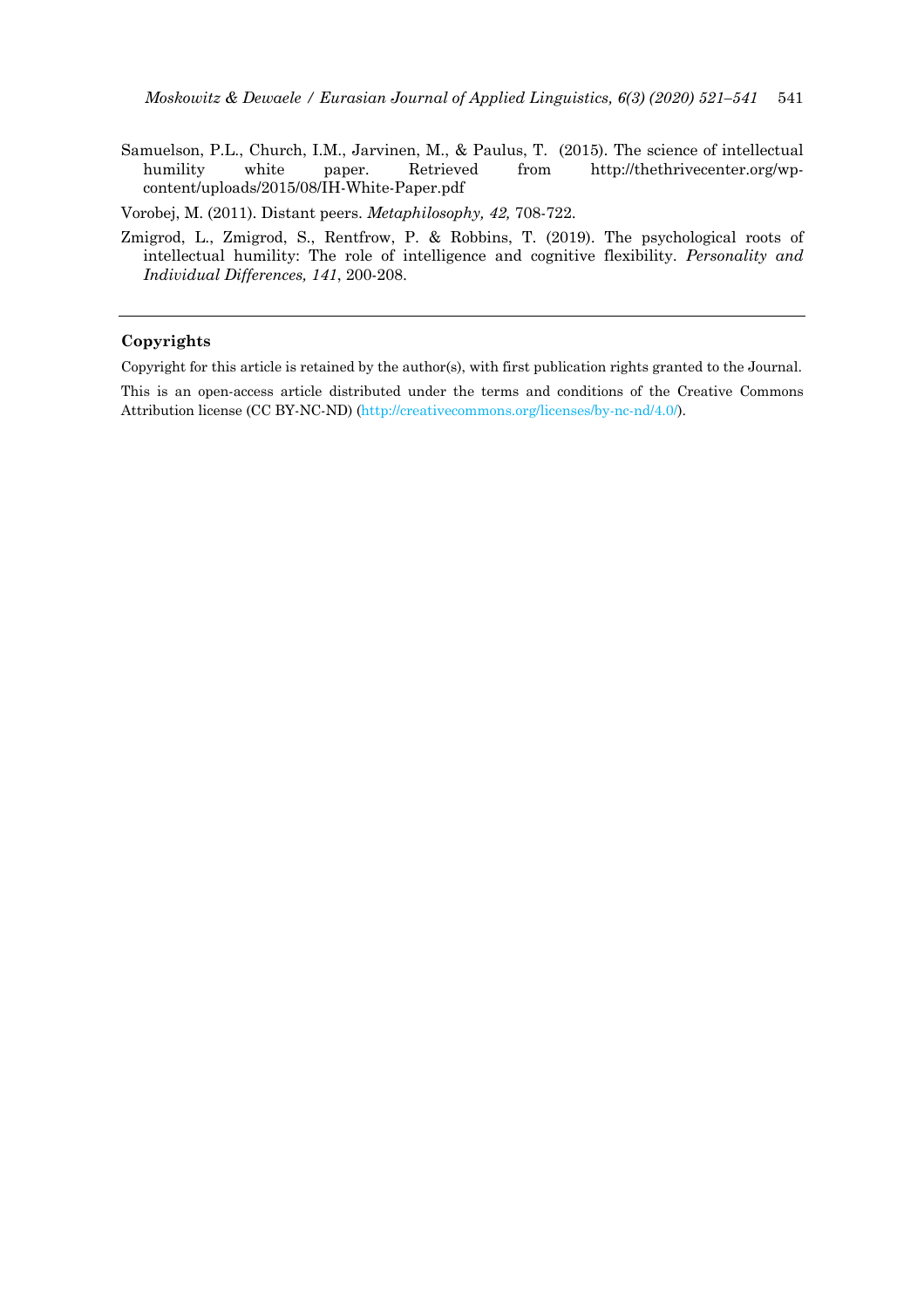Samuelson, P.L., Church, I.M., Jarvinen, M., & Paulus, T. (2015). The science of intellectual humility white paper. Retrieved from http://thethrivecenter.org/wp-content/uploads/2015/08/IH-White-Paper.pdf

Vorobej, M. (2011). Distant peers. *Metaphilosophy, 42,* 708-722.

Zmigrod, L., Zmigrod, S., Rentfrow, P. & Robbins, T. (2019). The psychological roots of intellectual humility: The role of intelligence and cognitive flexibility. *Personality and Individual Differences, 141*, 200-208.

---

**Copyrights**

Copyright for this article is retained by the author(s), with first publication rights granted to the Journal.

This is an open-access article distributed under the terms and conditions of the Creative Commons Attribution license (CC BY-NC-ND) (http://creativecommons.org/licenses/by-nc-nd/4.0/).